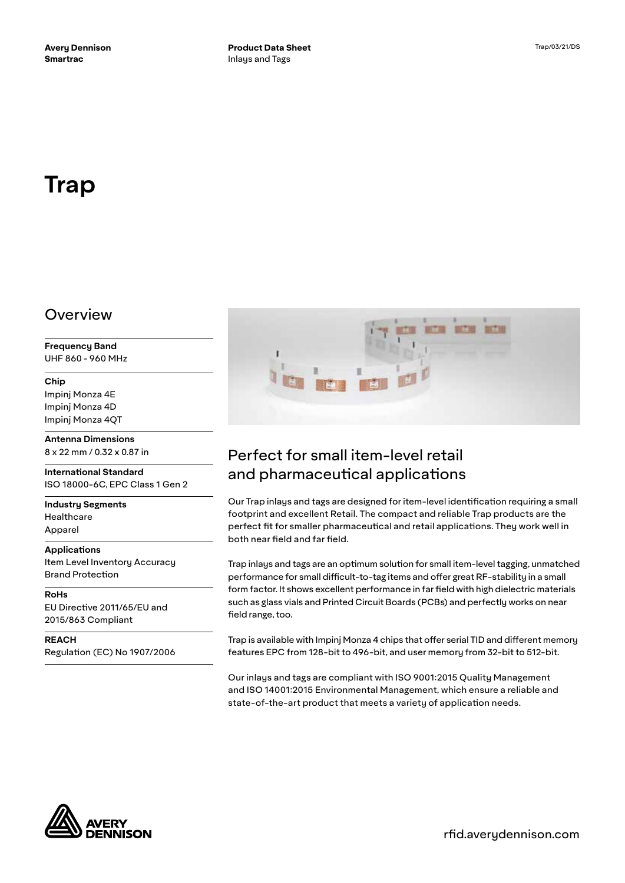**Avery Dennison**
**Smartrac**

**Product Data Sheet**
Inlays and Tags

# Trap

## Overview

**Frequency Band**
UHF 860 - 960 MHz

**Chip**
Impinj Monza 4E
Impinj Monza 4D
Impinj Monza 4QT

**Antenna Dimensions**
8 x 22 mm / 0.32 x 0.87 in

**International Standard**
ISO 18000-6C, EPC Class 1 Gen 2

**Industry Segments**
Healthcare
Apparel

**Applications**
Item Level Inventory Accuracy
Brand Protection

**RoHs**
EU Directive 2011/65/EU and 2015/863 Compliant

**REACH**
Regulation (EC) No 1907/2006

## Perfect for small item-level retail and pharmaceutical applications

Our Trap inlays and tags are designed for item-level identification requiring a small footprint and excellent Retail. The compact and reliable Trap products are the perfect fit for smaller pharmaceutical and retail applications. They work well in both near field and far field.

Trap inlays and tags are an optimum solution for small item-level tagging, unmatched performance for small difficult-to-tag items and offer great RF-stability in a small form factor. It shows excellent performance in far field with high dielectric materials such as glass vials and Printed Circuit Boards (PCBs) and perfectly works on near field range, too.

Trap is available with Impinj Monza 4 chips that offer serial TID and different memory features EPC from 128-bit to 496-bit, and user memory from 32-bit to 512-bit.

Our inlays and tags are compliant with ISO 9001:2015 Quality Management and ISO 14001:2015 Environmental Management, which ensure a reliable and state-of-the-art product that meets a variety of application needs.

rfid.averydennison.com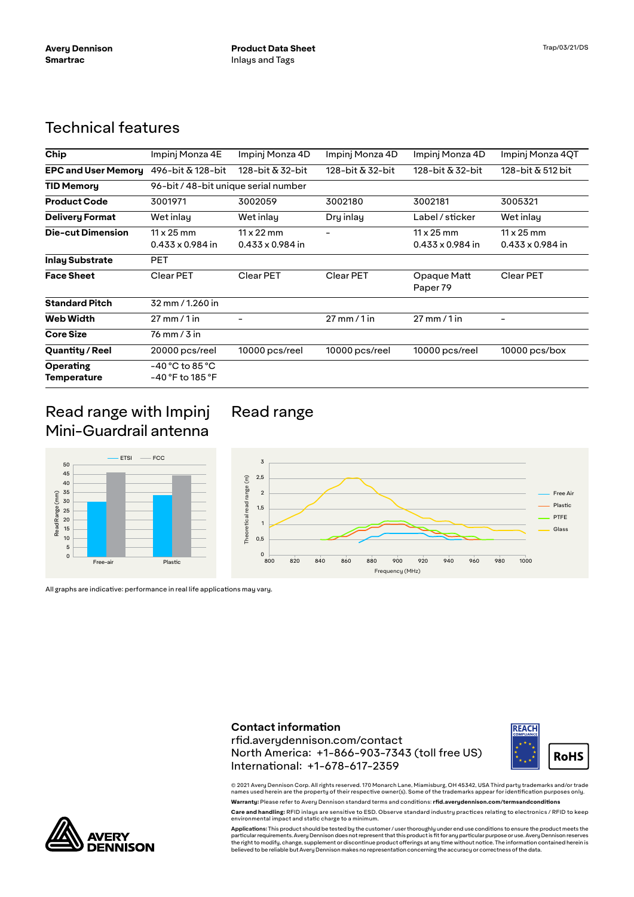## Technical features

| Chip | Impinj Monza 4E | Impinj Monza 4D | Impinj Monza 4D | Impinj Monza 4D | Impinj Monza 4QT |
|---|---|---|---|---|---|
| **EPC and User Memory** | 496-bit & 128-bit | 128-bit & 32-bit | 128-bit & 32-bit | 128-bit & 32-bit | 128-bit & 512 bit |
| **TID Memory** | 96-bit / 48-bit unique serial number | | | | |
| **Product Code** | 3001971 | 3002059 | 3002180 | 3002181 | 3005321 |
| **Delivery Format** | Wet inlay | Wet inlay | Dry inlay | Label / sticker | Wet inlay |
| **Die-cut Dimension** | 11 x 25 mm<br>0.433 x 0.984 in | 11 x 22 mm<br>0.433 x 0.984 in | – | 11 x 25 mm<br>0.433 x 0.984 in | 11 x 25 mm<br>0.433 x 0.984 in |
| **Inlay Substrate** | PET | | | | |
| **Face Sheet** | Clear PET | Clear PET | Clear PET | Opaque Matt Paper 79 | Clear PET |
| **Standard Pitch** | 32 mm / 1.260 in | | | | |
| **Web Width** | 27 mm / 1 in | – | 27 mm / 1 in | 27 mm / 1 in | – |
| **Core Size** | 76 mm / 3 in | | | | |
| **Quantity / Reel** | 20000 pcs/reel | 10000 pcs/reel | 10000 pcs/reel | 10000 pcs/reel | 10000 pcs/box |
| **Operating Temperature** | -40 °C to 85 °C<br>-40 °F to 185 °F | | | | |

## Read range with Impinj Mini-Guardrail antenna

ETSI FCC
Read Range (mm)
50 45 40 35 30 25 20 15 10 5 0
Free-air Plastic

## Read range

Theoretical read range (m)
3 2,5 2 1,5 1 0,5 0
800 820 840 860 880 900 920 940 960 980 1000
Frequency (MHz)
Free Air
Plastic
PTFE
Glass

All graphs are indicative: performance in real life applications may vary.

**Contact information**
rfid.averydennison.com/contact
North America: +1-866-903-7343 (toll free US)
International: +1-678-617-2359

REACH COMPLIANCE
RoHS

© 2021 Avery Dennison Corp. All rights reserved. 170 Monarch Lane, Miamisburg, OH 45342, USA Third party trademarks and/or trade names used herein are the property of their respective owner(s). Some of the trademarks appear for identification purposes only.

**Warranty:** Please refer to Avery Dennison standard terms and conditions: **rfid.averydennison.com/termsandconditions**

**Care and handling:** RFID inlays are sensitive to ESD. Observe standard industry practices relating to electronics / RFID to keep environmental impact and static charge to a minimum.

**Applications:** This product should be tested by the customer / user thoroughly under end use conditions to ensure the product meets the particular requirements. Avery Dennison does not represent that this product is fit for any particular purpose or use. Avery Dennison reserves the right to modify, change, supplement or discontinue product offerings at any time without notice. The information contained herein is believed to be reliable but Avery Dennison makes no representation concerning the accuracy or correctness of the data.

AVERY DENNISON